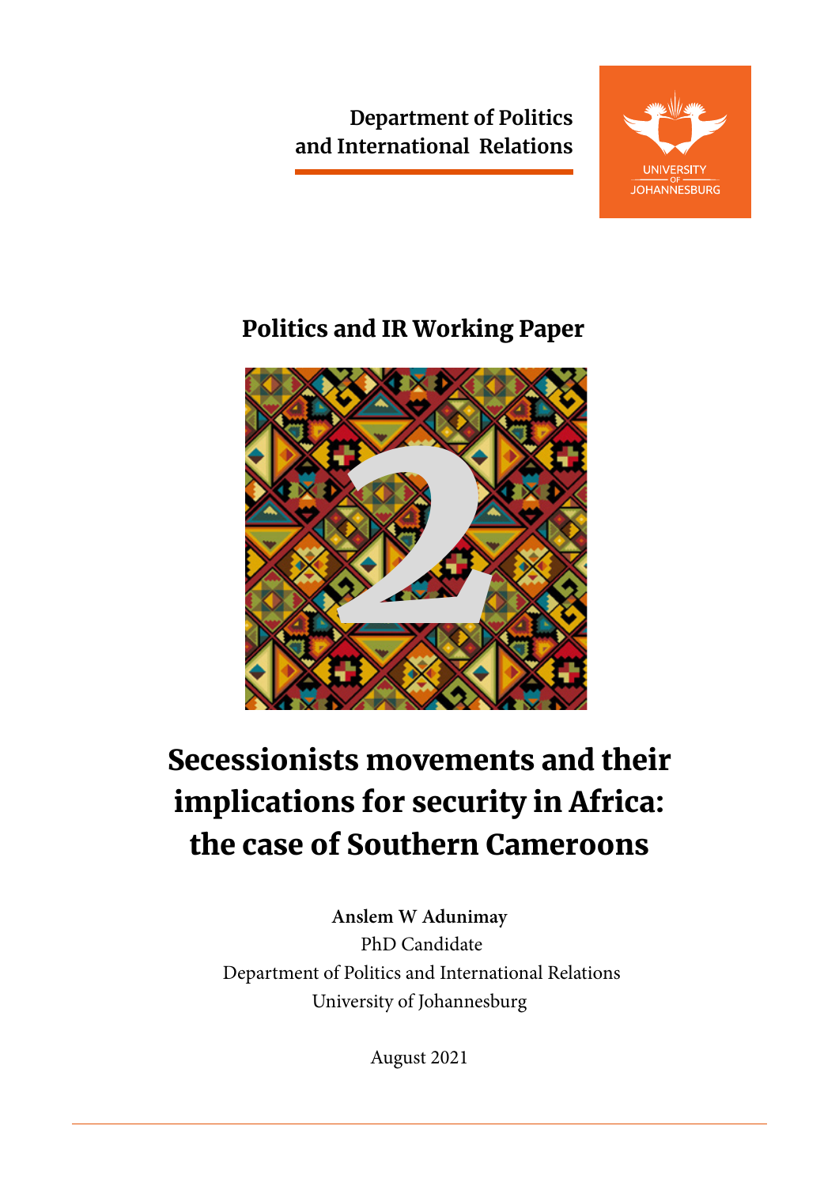Department of Politics
and International Relations

UNIVERSITY OF JOHANNESBURG

## Politics and IR Working Paper

2

# Secessionists movements and their implications for security in Africa: the case of Southern Cameroons

**Anslem W Adunimay**
PhD Candidate
Department of Politics and International Relations
University of Johannesburg

August 2021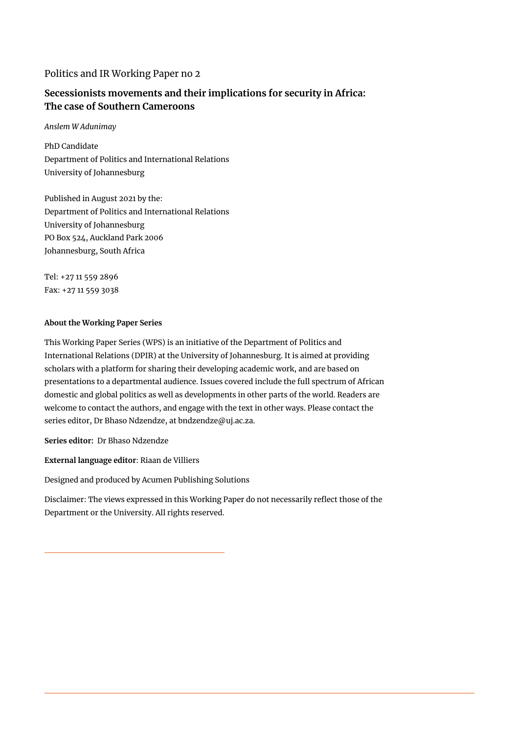Politics and IR Working Paper no 2

# Secessionists movements and their implications for security in Africa: The case of Southern Cameroons

*Anslem W Adunimay*

PhD Candidate
Department of Politics and International Relations
University of Johannesburg

Published in August 2021 by the:
Department of Politics and International Relations
University of Johannesburg
PO Box 524, Auckland Park 2006
Johannesburg, South Africa

Tel: +27 11 559 2896
Fax: +27 11 559 3038

**About the Working Paper Series**

This Working Paper Series (WPS) is an initiative of the Department of Politics and International Relations (DPIR) at the University of Johannesburg. It is aimed at providing scholars with a platform for sharing their developing academic work, and are based on presentations to a departmental audience. Issues covered include the full spectrum of African domestic and global politics as well as developments in other parts of the world. Readers are welcome to contact the authors, and engage with the text in other ways. Please contact the series editor, Dr Bhaso Ndzendze, at bndzendze@uj.ac.za.

**Series editor:** Dr Bhaso Ndzendze

**External language editor**: Riaan de Villiers

Designed and produced by Acumen Publishing Solutions

Disclaimer: The views expressed in this Working Paper do not necessarily reflect those of the Department or the University. All rights reserved.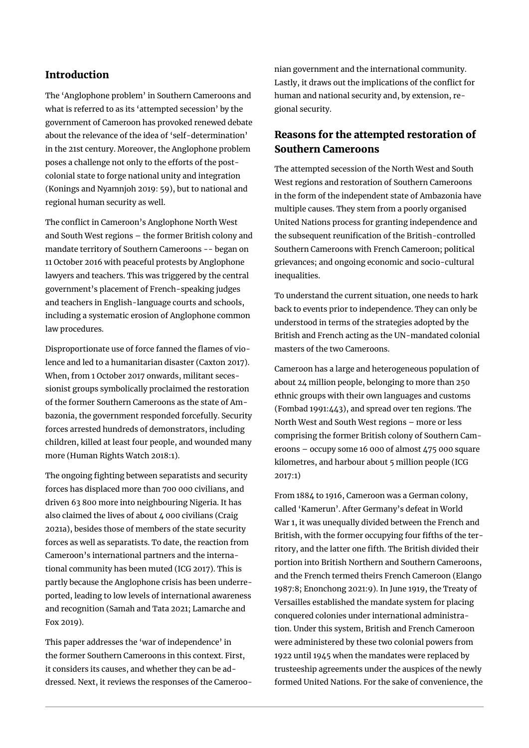## Introduction

The 'Anglophone problem' in Southern Cameroons and what is referred to as its 'attempted secession' by the government of Cameroon has provoked renewed debate about the relevance of the idea of 'self-determination' in the 21st century. Moreover, the Anglophone problem poses a challenge not only to the efforts of the post-colonial state to forge national unity and integration (Konings and Nyamnjoh 2019: 59), but to national and regional human security as well.

The conflict in Cameroon's Anglophone North West and South West regions – the former British colony and mandate territory of Southern Cameroons -- began on 11 October 2016 with peaceful protests by Anglophone lawyers and teachers. This was triggered by the central government's placement of French-speaking judges and teachers in English-language courts and schools, including a systematic erosion of Anglophone common law procedures.

Disproportionate use of force fanned the flames of violence and led to a humanitarian disaster (Caxton 2017). When, from 1 October 2017 onwards, militant secessionist groups symbolically proclaimed the restoration of the former Southern Cameroons as the state of Ambazonia, the government responded forcefully. Security forces arrested hundreds of demonstrators, including children, killed at least four people, and wounded many more (Human Rights Watch 2018:1).

The ongoing fighting between separatists and security forces has displaced more than 700 000 civilians, and driven 63 800 more into neighbouring Nigeria. It has also claimed the lives of about 4 000 civilians (Craig 2021a), besides those of members of the state security forces as well as separatists. To date, the reaction from Cameroon's international partners and the international community has been muted (ICG 2017). This is partly because the Anglophone crisis has been underreported, leading to low levels of international awareness and recognition (Samah and Tata 2021; Lamarche and Fox 2019).

This paper addresses the 'war of independence' in the former Southern Cameroons in this context. First, it considers its causes, and whether they can be addressed. Next, it reviews the responses of the Cameroonian government and the international community. Lastly, it draws out the implications of the conflict for human and national security and, by extension, regional security.

## Reasons for the attempted restoration of Southern Cameroons

The attempted secession of the North West and South West regions and restoration of Southern Cameroons in the form of the independent state of Ambazonia have multiple causes. They stem from a poorly organised United Nations process for granting independence and the subsequent reunification of the British-controlled Southern Cameroons with French Cameroon; political grievances; and ongoing economic and socio-cultural inequalities.

To understand the current situation, one needs to hark back to events prior to independence. They can only be understood in terms of the strategies adopted by the British and French acting as the UN-mandated colonial masters of the two Cameroons.

Cameroon has a large and heterogeneous population of about 24 million people, belonging to more than 250 ethnic groups with their own languages and customs (Fombad 1991:443), and spread over ten regions. The North West and South West regions – more or less comprising the former British colony of Southern Cameroons – occupy some 16 000 of almost 475 000 square kilometres, and harbour about 5 million people (ICG 2017:1)

From 1884 to 1916, Cameroon was a German colony, called 'Kamerun'. After Germany's defeat in World War 1, it was unequally divided between the French and British, with the former occupying four fifths of the territory, and the latter one fifth. The British divided their portion into British Northern and Southern Cameroons, and the French termed theirs French Cameroon (Elango 1987:8; Enonchong 2021:9). In June 1919, the Treaty of Versailles established the mandate system for placing conquered colonies under international administration. Under this system, British and French Cameroon were administered by these two colonial powers from 1922 until 1945 when the mandates were replaced by trusteeship agreements under the auspices of the newly formed United Nations. For the sake of convenience, the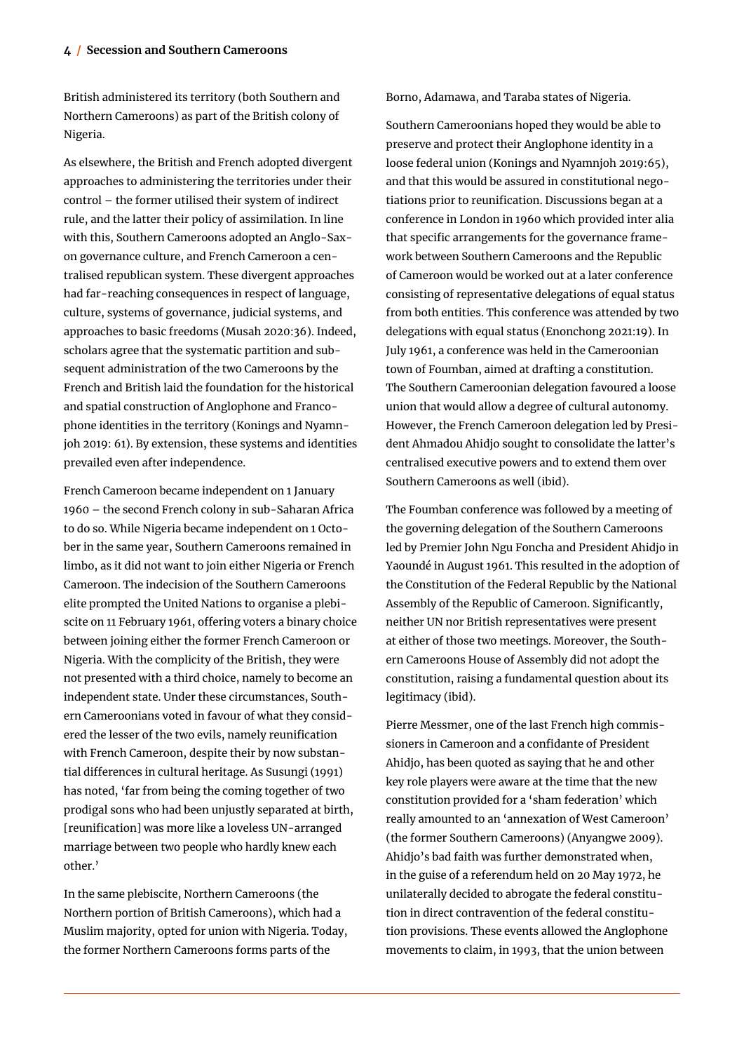British administered its territory (both Southern and Northern Cameroons) as part of the British colony of Nigeria.

As elsewhere, the British and French adopted divergent approaches to administering the territories under their control – the former utilised their system of indirect rule, and the latter their policy of assimilation. In line with this, Southern Cameroons adopted an Anglo-Saxon governance culture, and French Cameroon a centralised republican system. These divergent approaches had far-reaching consequences in respect of language, culture, systems of governance, judicial systems, and approaches to basic freedoms (Musah 2020:36). Indeed, scholars agree that the systematic partition and subsequent administration of the two Cameroons by the French and British laid the foundation for the historical and spatial construction of Anglophone and Francophone identities in the territory (Konings and Nyamnjoh 2019: 61). By extension, these systems and identities prevailed even after independence.

French Cameroon became independent on 1 January 1960 – the second French colony in sub-Saharan Africa to do so. While Nigeria became independent on 1 October in the same year, Southern Cameroons remained in limbo, as it did not want to join either Nigeria or French Cameroon. The indecision of the Southern Cameroons elite prompted the United Nations to organise a plebiscite on 11 February 1961, offering voters a binary choice between joining either the former French Cameroon or Nigeria. With the complicity of the British, they were not presented with a third choice, namely to become an independent state. Under these circumstances, Southern Cameroonians voted in favour of what they considered the lesser of the two evils, namely reunification with French Cameroon, despite their by now substantial differences in cultural heritage. As Susungi (1991) has noted, 'far from being the coming together of two prodigal sons who had been unjustly separated at birth, [reunification] was more like a loveless UN-arranged marriage between two people who hardly knew each other.'

In the same plebiscite, Northern Cameroons (the Northern portion of British Cameroons), which had a Muslim majority, opted for union with Nigeria. Today, the former Northern Cameroons forms parts of the Borno, Adamawa, and Taraba states of Nigeria.

Southern Cameroonians hoped they would be able to preserve and protect their Anglophone identity in a loose federal union (Konings and Nyamnjoh 2019:65), and that this would be assured in constitutional negotiations prior to reunification. Discussions began at a conference in London in 1960 which provided inter alia that specific arrangements for the governance framework between Southern Cameroons and the Republic of Cameroon would be worked out at a later conference consisting of representative delegations of equal status from both entities. This conference was attended by two delegations with equal status (Enonchong 2021:19). In July 1961, a conference was held in the Cameroonian town of Foumban, aimed at drafting a constitution. The Southern Cameroonian delegation favoured a loose union that would allow a degree of cultural autonomy. However, the French Cameroon delegation led by President Ahmadou Ahidjo sought to consolidate the latter's centralised executive powers and to extend them over Southern Cameroons as well (ibid).

The Foumban conference was followed by a meeting of the governing delegation of the Southern Cameroons led by Premier John Ngu Foncha and President Ahidjo in Yaoundé in August 1961. This resulted in the adoption of the Constitution of the Federal Republic by the National Assembly of the Republic of Cameroon. Significantly, neither UN nor British representatives were present at either of those two meetings. Moreover, the Southern Cameroons House of Assembly did not adopt the constitution, raising a fundamental question about its legitimacy (ibid).

Pierre Messmer, one of the last French high commissioners in Cameroon and a confidante of President Ahidjo, has been quoted as saying that he and other key role players were aware at the time that the new constitution provided for a 'sham federation' which really amounted to an 'annexation of West Cameroon' (the former Southern Cameroons) (Anyangwe 2009). Ahidjo's bad faith was further demonstrated when, in the guise of a referendum held on 20 May 1972, he unilaterally decided to abrogate the federal constitution in direct contravention of the federal constitution provisions. These events allowed the Anglophone movements to claim, in 1993, that the union between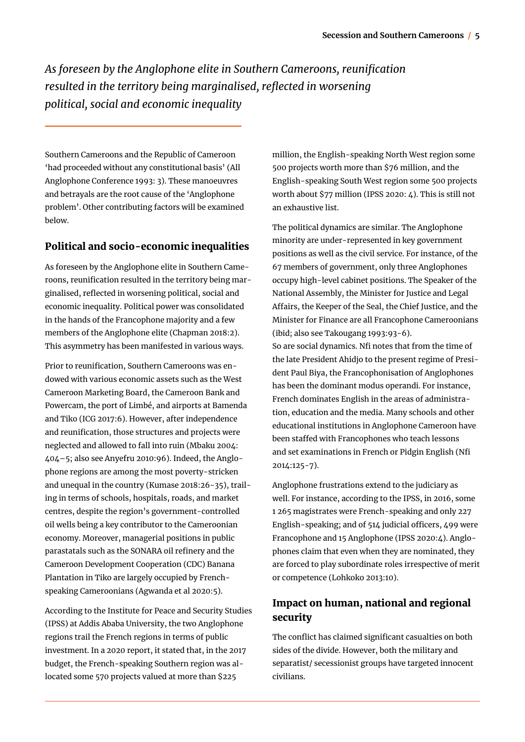*As foreseen by the Anglophone elite in Southern Cameroons, reunification resulted in the territory being marginalised, reflected in worsening political, social and economic inequality*

Southern Cameroons and the Republic of Cameroon 'had proceeded without any constitutional basis' (All Anglophone Conference 1993: 3). These manoeuvres and betrayals are the root cause of the 'Anglophone problem'. Other contributing factors will be examined below.

## Political and socio-economic inequalities

As foreseen by the Anglophone elite in Southern Cameroons, reunification resulted in the territory being marginalised, reflected in worsening political, social and economic inequality. Political power was consolidated in the hands of the Francophone majority and a few members of the Anglophone elite (Chapman 2018:2). This asymmetry has been manifested in various ways.

Prior to reunification, Southern Cameroons was endowed with various economic assets such as the West Cameroon Marketing Board, the Cameroon Bank and Powercam, the port of Limbé, and airports at Bamenda and Tiko (ICG 2017:6). However, after independence and reunification, those structures and projects were neglected and allowed to fall into ruin (Mbaku 2004: 404–5; also see Anyefru 2010:96). Indeed, the Anglophone regions are among the most poverty-stricken and unequal in the country (Kumase 2018:26-35), trailing in terms of schools, hospitals, roads, and market centres, despite the region's government-controlled oil wells being a key contributor to the Cameroonian economy. Moreover, managerial positions in public parastatals such as the SONARA oil refinery and the Cameroon Development Cooperation (CDC) Banana Plantation in Tiko are largely occupied by French-speaking Cameroonians (Agwanda et al 2020:5).

According to the Institute for Peace and Security Studies (IPSS) at Addis Ababa University, the two Anglophone regions trail the French regions in terms of public investment. In a 2020 report, it stated that, in the 2017 budget, the French-speaking Southern region was allocated some 570 projects valued at more than $225 million, the English-speaking North West region some 500 projects worth more than $76 million, and the English-speaking South West region some 500 projects worth about $77 million (IPSS 2020: 4). This is still not an exhaustive list.

The political dynamics are similar. The Anglophone minority are under-represented in key government positions as well as the civil service. For instance, of the 67 members of government, only three Anglophones occupy high-level cabinet positions. The Speaker of the National Assembly, the Minister for Justice and Legal Affairs, the Keeper of the Seal, the Chief Justice, and the Minister for Finance are all Francophone Cameroonians (ibid; also see Takougang 1993:93-6).

So are social dynamics. Nfi notes that from the time of the late President Ahidjo to the present regime of President Paul Biya, the Francophonisation of Anglophones has been the dominant modus operandi. For instance, French dominates English in the areas of administration, education and the media. Many schools and other educational institutions in Anglophone Cameroon have been staffed with Francophones who teach lessons and set examinations in French or Pidgin English (Nfi 2014:125-7).

Anglophone frustrations extend to the judiciary as well. For instance, according to the IPSS, in 2016, some 1 265 magistrates were French-speaking and only 227 English-speaking; and of 514 judicial officers, 499 were Francophone and 15 Anglophone (IPSS 2020:4). Anglophones claim that even when they are nominated, they are forced to play subordinate roles irrespective of merit or competence (Lohkoko 2013:10).

## Impact on human, national and regional security

The conflict has claimed significant casualties on both sides of the divide. However, both the military and separatist/ secessionist groups have targeted innocent civilians.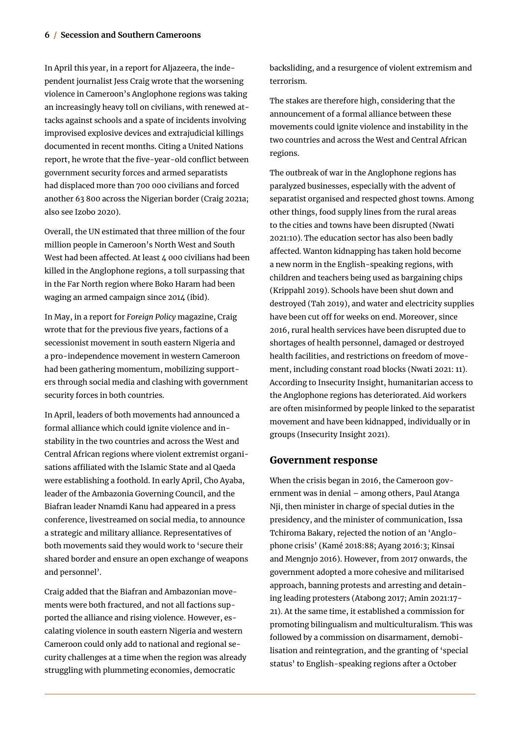In April this year, in a report for Aljazeera, the independent journalist Jess Craig wrote that the worsening violence in Cameroon's Anglophone regions was taking an increasingly heavy toll on civilians, with renewed attacks against schools and a spate of incidents involving improvised explosive devices and extrajudicial killings documented in recent months. Citing a United Nations report, he wrote that the five-year-old conflict between government security forces and armed separatists had displaced more than 700 000 civilians and forced another 63 800 across the Nigerian border (Craig 2021a; also see Izobo 2020).

Overall, the UN estimated that three million of the four million people in Cameroon's North West and South West had been affected. At least 4 000 civilians had been killed in the Anglophone regions, a toll surpassing that in the Far North region where Boko Haram had been waging an armed campaign since 2014 (ibid).

In May, in a report for *Foreign Policy* magazine, Craig wrote that for the previous five years, factions of a secessionist movement in south eastern Nigeria and a pro-independence movement in western Cameroon had been gathering momentum, mobilizing supporters through social media and clashing with government security forces in both countries.

In April, leaders of both movements had announced a formal alliance which could ignite violence and instability in the two countries and across the West and Central African regions where violent extremist organisations affiliated with the Islamic State and al Qaeda were establishing a foothold. In early April, Cho Ayaba, leader of the Ambazonia Governing Council, and the Biafran leader Nnamdi Kanu had appeared in a press conference, livestreamed on social media, to announce a strategic and military alliance. Representatives of both movements said they would work to 'secure their shared border and ensure an open exchange of weapons and personnel'.

Craig added that the Biafran and Ambazonian movements were both fractured, and not all factions supported the alliance and rising violence. However, escalating violence in south eastern Nigeria and western Cameroon could only add to national and regional security challenges at a time when the region was already struggling with plummeting economies, democratic backsliding, and a resurgence of violent extremism and terrorism.

The stakes are therefore high, considering that the announcement of a formal alliance between these movements could ignite violence and instability in the two countries and across the West and Central African regions.

The outbreak of war in the Anglophone regions has paralyzed businesses, especially with the advent of separatist organised and respected ghost towns. Among other things, food supply lines from the rural areas to the cities and towns have been disrupted (Nwati 2021:10). The education sector has also been badly affected. Wanton kidnapping has taken hold become a new norm in the English-speaking regions, with children and teachers being used as bargaining chips (Krippahl 2019). Schools have been shut down and destroyed (Tah 2019), and water and electricity supplies have been cut off for weeks on end. Moreover, since 2016, rural health services have been disrupted due to shortages of health personnel, damaged or destroyed health facilities, and restrictions on freedom of movement, including constant road blocks (Nwati 2021: 11). According to Insecurity Insight, humanitarian access to the Anglophone regions has deteriorated. Aid workers are often misinformed by people linked to the separatist movement and have been kidnapped, individually or in groups (Insecurity Insight 2021).

## Government response

When the crisis began in 2016, the Cameroon government was in denial – among others, Paul Atanga Nji, then minister in charge of special duties in the presidency, and the minister of communication, Issa Tchiroma Bakary, rejected the notion of an 'Anglophone crisis' (Kamé 2018:88; Ayang 2016:3; Kinsai and Mengnjo 2016). However, from 2017 onwards, the government adopted a more cohesive and militarised approach, banning protests and arresting and detaining leading protesters (Atabong 2017; Amin 2021:17-21). At the same time, it established a commission for promoting bilingualism and multiculturalism. This was followed by a commission on disarmament, demobilisation and reintegration, and the granting of 'special status' to English-speaking regions after a October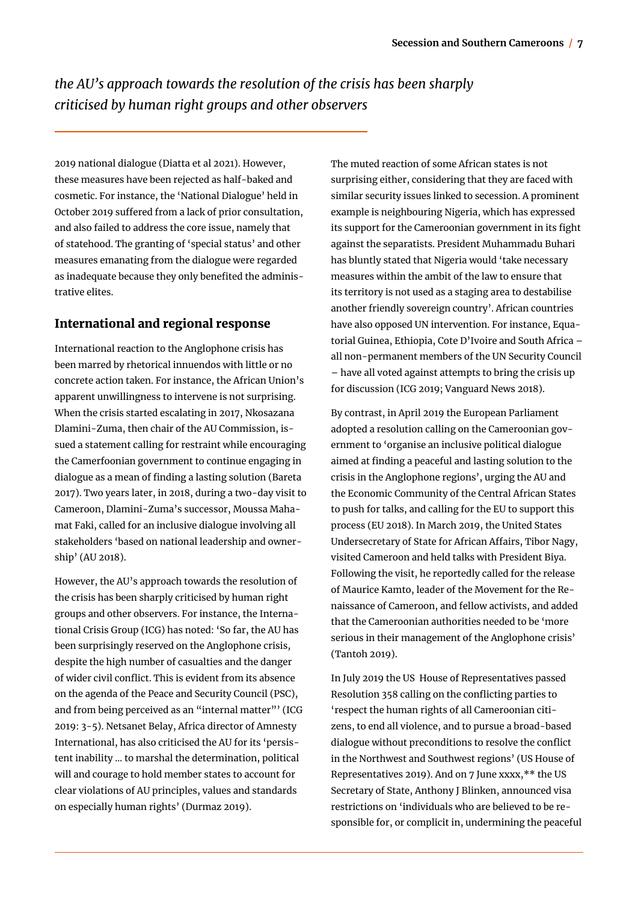*the AU's approach towards the resolution of the crisis has been sharply criticised by human right groups and other observers*

2019 national dialogue (Diatta et al 2021). However, these measures have been rejected as half-baked and cosmetic. For instance, the 'National Dialogue' held in October 2019 suffered from a lack of prior consultation, and also failed to address the core issue, namely that of statehood. The granting of 'special status' and other measures emanating from the dialogue were regarded as inadequate because they only benefited the administrative elites.

## International and regional response

International reaction to the Anglophone crisis has been marred by rhetorical innuendos with little or no concrete action taken. For instance, the African Union's apparent unwillingness to intervene is not surprising. When the crisis started escalating in 2017, Nkosazana Dlamini-Zuma, then chair of the AU Commission, issued a statement calling for restraint while encouraging the Camerfoonian government to continue engaging in dialogue as a mean of finding a lasting solution (Bareta 2017). Two years later, in 2018, during a two-day visit to Cameroon, Dlamini-Zuma's successor, Moussa Mahamat Faki, called for an inclusive dialogue involving all stakeholders 'based on national leadership and ownership' (AU 2018).

However, the AU's approach towards the resolution of the crisis has been sharply criticised by human right groups and other observers. For instance, the International Crisis Group (ICG) has noted: 'So far, the AU has been surprisingly reserved on the Anglophone crisis, despite the high number of casualties and the danger of wider civil conflict. This is evident from its absence on the agenda of the Peace and Security Council (PSC), and from being perceived as an "internal matter"' (ICG 2019: 3-5). Netsanet Belay, Africa director of Amnesty International, has also criticised the AU for its 'persistent inability … to marshal the determination, political will and courage to hold member states to account for clear violations of AU principles, values and standards on especially human rights' (Durmaz 2019).

The muted reaction of some African states is not surprising either, considering that they are faced with similar security issues linked to secession. A prominent example is neighbouring Nigeria, which has expressed its support for the Cameroonian government in its fight against the separatists. President Muhammadu Buhari has bluntly stated that Nigeria would 'take necessary measures within the ambit of the law to ensure that its territory is not used as a staging area to destabilise another friendly sovereign country'. African countries have also opposed UN intervention. For instance, Equatorial Guinea, Ethiopia, Cote D'Ivoire and South Africa – all non-permanent members of the UN Security Council – have all voted against attempts to bring the crisis up for discussion (ICG 2019; Vanguard News 2018).

By contrast, in April 2019 the European Parliament adopted a resolution calling on the Cameroonian government to 'organise an inclusive political dialogue aimed at finding a peaceful and lasting solution to the crisis in the Anglophone regions', urging the AU and the Economic Community of the Central African States to push for talks, and calling for the EU to support this process (EU 2018). In March 2019, the United States Undersecretary of State for African Affairs, Tibor Nagy, visited Cameroon and held talks with President Biya. Following the visit, he reportedly called for the release of Maurice Kamto, leader of the Movement for the Renaissance of Cameroon, and fellow activists, and added that the Cameroonian authorities needed to be 'more serious in their management of the Anglophone crisis' (Tantoh 2019).

In July 2019 the US House of Representatives passed Resolution 358 calling on the conflicting parties to 'respect the human rights of all Cameroonian citizens, to end all violence, and to pursue a broad-based dialogue without preconditions to resolve the conflict in the Northwest and Southwest regions' (US House of Representatives 2019). And on 7 June xxxx,** the US Secretary of State, Anthony J Blinken, announced visa restrictions on 'individuals who are believed to be responsible for, or complicit in, undermining the peaceful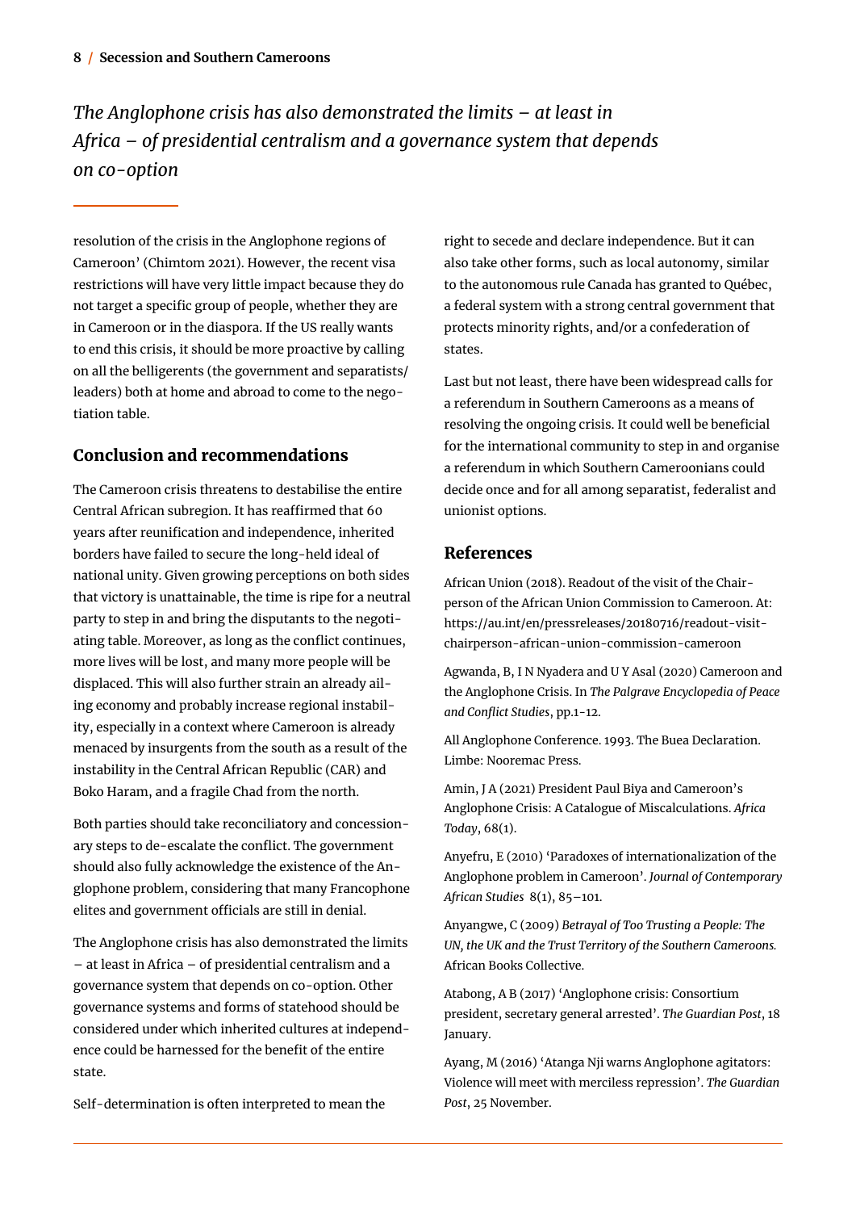*The Anglophone crisis has also demonstrated the limits – at least in Africa – of presidential centralism and a governance system that depends on co-option*

resolution of the crisis in the Anglophone regions of Cameroon' (Chimtom 2021). However, the recent visa restrictions will have very little impact because they do not target a specific group of people, whether they are in Cameroon or in the diaspora. If the US really wants to end this crisis, it should be more proactive by calling on all the belligerents (the government and separatists/leaders) both at home and abroad to come to the negotiation table.

## Conclusion and recommendations

The Cameroon crisis threatens to destabilise the entire Central African subregion. It has reaffirmed that 60 years after reunification and independence, inherited borders have failed to secure the long-held ideal of national unity. Given growing perceptions on both sides that victory is unattainable, the time is ripe for a neutral party to step in and bring the disputants to the negotiating table. Moreover, as long as the conflict continues, more lives will be lost, and many more people will be displaced. This will also further strain an already ailing economy and probably increase regional instability, especially in a context where Cameroon is already menaced by insurgents from the south as a result of the instability in the Central African Republic (CAR) and Boko Haram, and a fragile Chad from the north.

Both parties should take reconciliatory and concessionary steps to de-escalate the conflict. The government should also fully acknowledge the existence of the Anglophone problem, considering that many Francophone elites and government officials are still in denial.

The Anglophone crisis has also demonstrated the limits – at least in Africa – of presidential centralism and a governance system that depends on co-option. Other governance systems and forms of statehood should be considered under which inherited cultures at independence could be harnessed for the benefit of the entire state.

Self-determination is often interpreted to mean the right to secede and declare independence. But it can also take other forms, such as local autonomy, similar to the autonomous rule Canada has granted to Québec, a federal system with a strong central government that protects minority rights, and/or a confederation of states.

Last but not least, there have been widespread calls for a referendum in Southern Cameroons as a means of resolving the ongoing crisis. It could well be beneficial for the international community to step in and organise a referendum in which Southern Cameroonians could decide once and for all among separatist, federalist and unionist options.

## References

African Union (2018). Readout of the visit of the Chairperson of the African Union Commission to Cameroon. At: https://au.int/en/pressreleases/20180716/readout-visit-chairperson-african-union-commission-cameroon

Agwanda, B, I N Nyadera and U Y Asal (2020) Cameroon and the Anglophone Crisis. In *The Palgrave Encyclopedia of Peace and Conflict Studies*, pp.1-12.

All Anglophone Conference. 1993. The Buea Declaration. Limbe: Nooremac Press.

Amin, J A (2021) President Paul Biya and Cameroon's Anglophone Crisis: A Catalogue of Miscalculations. *Africa Today*, 68(1).

Anyefru, E (2010) 'Paradoxes of internationalization of the Anglophone problem in Cameroon'. *Journal of Contemporary African Studies* 8(1), 85–101.

Anyangwe, C (2009) *Betrayal of Too Trusting a People: The UN, the UK and the Trust Territory of the Southern Cameroons.* African Books Collective.

Atabong, A B (2017) 'Anglophone crisis: Consortium president, secretary general arrested'. *The Guardian Post*, 18 January.

Ayang, M (2016) 'Atanga Nji warns Anglophone agitators: Violence will meet with merciless repression'. *The Guardian Post*, 25 November.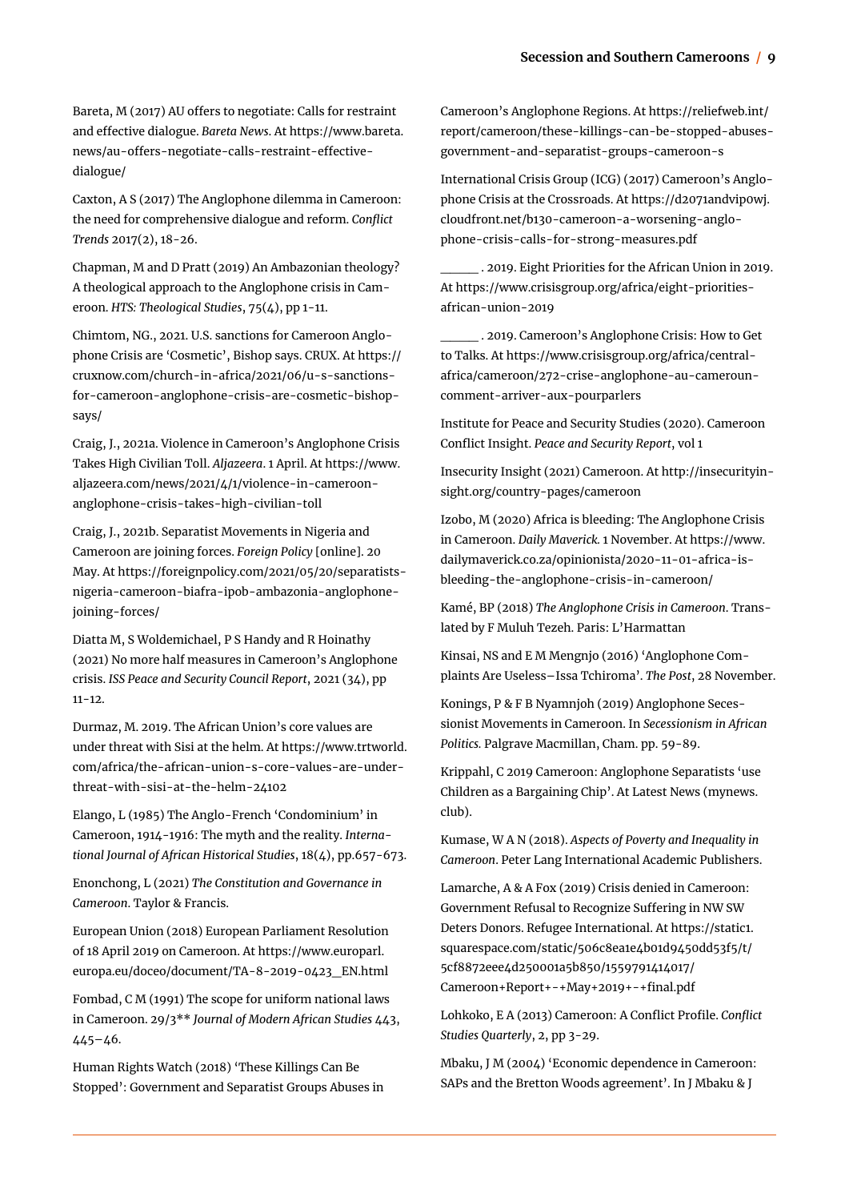Bareta, M (2017) AU offers to negotiate: Calls for restraint and effective dialogue. *Bareta News*. At https://www.bareta.news/au-offers-negotiate-calls-restraint-effective-dialogue/

Caxton, A S (2017) The Anglophone dilemma in Cameroon: the need for comprehensive dialogue and reform. *Conflict Trends* 2017(2), 18-26.

Chapman, M and D Pratt (2019) An Ambazonian theology? A theological approach to the Anglophone crisis in Cameroon. *HTS: Theological Studies*, 75(4), pp 1-11.

Chimtom, NG., 2021. U.S. sanctions for Cameroon Anglophone Crisis are 'Cosmetic', Bishop says. CRUX. At https://cruxnow.com/church-in-africa/2021/06/u-s-sanctions-for-cameroon-anglophone-crisis-are-cosmetic-bishop-says/

Craig, J., 2021a. Violence in Cameroon's Anglophone Crisis Takes High Civilian Toll. *Aljazeera*. 1 April. At https://www.aljazeera.com/news/2021/4/1/violence-in-cameroon-anglophone-crisis-takes-high-civilian-toll

Craig, J., 2021b. Separatist Movements in Nigeria and Cameroon are joining forces. *Foreign Policy* [online]. 20 May. At https://foreignpolicy.com/2021/05/20/separatists-nigeria-cameroon-biafra-ipob-ambazonia-anglophone-joining-forces/

Diatta M, S Woldemichael, P S Handy and R Hoinathy (2021) No more half measures in Cameroon's Anglophone crisis. *ISS Peace and Security Council Report*, 2021 (34), pp 11-12.

Durmaz, M. 2019. The African Union's core values are under threat with Sisi at the helm. At https://www.trtworld.com/africa/the-african-union-s-core-values-are-under-threat-with-sisi-at-the-helm-24102

Elango, L (1985) The Anglo-French 'Condominium' in Cameroon, 1914-1916: The myth and the reality. *International Journal of African Historical Studies*, 18(4), pp.657-673.

Enonchong, L (2021) *The Constitution and Governance in Cameroon*. Taylor & Francis.

European Union (2018) European Parliament Resolution of 18 April 2019 on Cameroon. At https://www.europarl.europa.eu/doceo/document/TA-8-2019-0423_EN.html

Fombad, C M (1991) The scope for uniform national laws in Cameroon. 29/3** *Journal of Modern African Studies* 443, 445–46.

Human Rights Watch (2018) 'These Killings Can Be Stopped': Government and Separatist Groups Abuses in Cameroon's Anglophone Regions. At https://reliefweb.int/report/cameroon/these-killings-can-be-stopped-abuses-government-and-separatist-groups-cameroon-s

International Crisis Group (ICG) (2017) Cameroon's Anglophone Crisis at the Crossroads. At https://d2071andvip0wj.cloudfront.net/b130-cameroon-a-worsening-anglophone-crisis-calls-for-strong-measures.pdf

______ . 2019. Eight Priorities for the African Union in 2019. At https://www.crisisgroup.org/africa/eight-priorities-african-union-2019

______ . 2019. Cameroon's Anglophone Crisis: How to Get to Talks. At https://www.crisisgroup.org/africa/central-africa/cameroon/272-crise-anglophone-au-cameroun-comment-arriver-aux-pourparlers

Institute for Peace and Security Studies (2020). Cameroon Conflict Insight. *Peace and Security Report*, vol 1

Insecurity Insight (2021) Cameroon. At http://insecurityinsight.org/country-pages/cameroon

Izobo, M (2020) Africa is bleeding: The Anglophone Crisis in Cameroon. *Daily Maverick.* 1 November. At https://www.dailymaverick.co.za/opinionista/2020-11-01-africa-is-bleeding-the-anglophone-crisis-in-cameroon/

Kamé, BP (2018) *The Anglophone Crisis in Cameroon*. Translated by F Muluh Tezeh. Paris: L'Harmattan

Kinsai, NS and E M Mengnjo (2016) 'Anglophone Complaints Are Useless–Issa Tchiroma'. *The Post*, 28 November.

Konings, P & F B Nyamnjoh (2019) Anglophone Secessionist Movements in Cameroon. In *Secessionism in African Politics.* Palgrave Macmillan, Cham. pp. 59-89.

Krippahl, C 2019 Cameroon: Anglophone Separatists 'use Children as a Bargaining Chip'. At Latest News (mynews.club).

Kumase, W A N (2018). *Aspects of Poverty and Inequality in Cameroon*. Peter Lang International Academic Publishers.

Lamarche, A & A Fox (2019) Crisis denied in Cameroon: Government Refusal to Recognize Suffering in NW SW Deters Donors. Refugee International. At https://static1.squarespace.com/static/506c8ea1e4b01d9450dd53f5/t/5cf8872eee4d250001a5b850/1559791414017/Cameroon+Report+-+May+2019+-+final.pdf

Lohkoko, E A (2013) Cameroon: A Conflict Profile. *Conflict Studies Quarterly*, 2, pp 3-29.

Mbaku, J M (2004) 'Economic dependence in Cameroon: SAPs and the Bretton Woods agreement'. In J Mbaku & J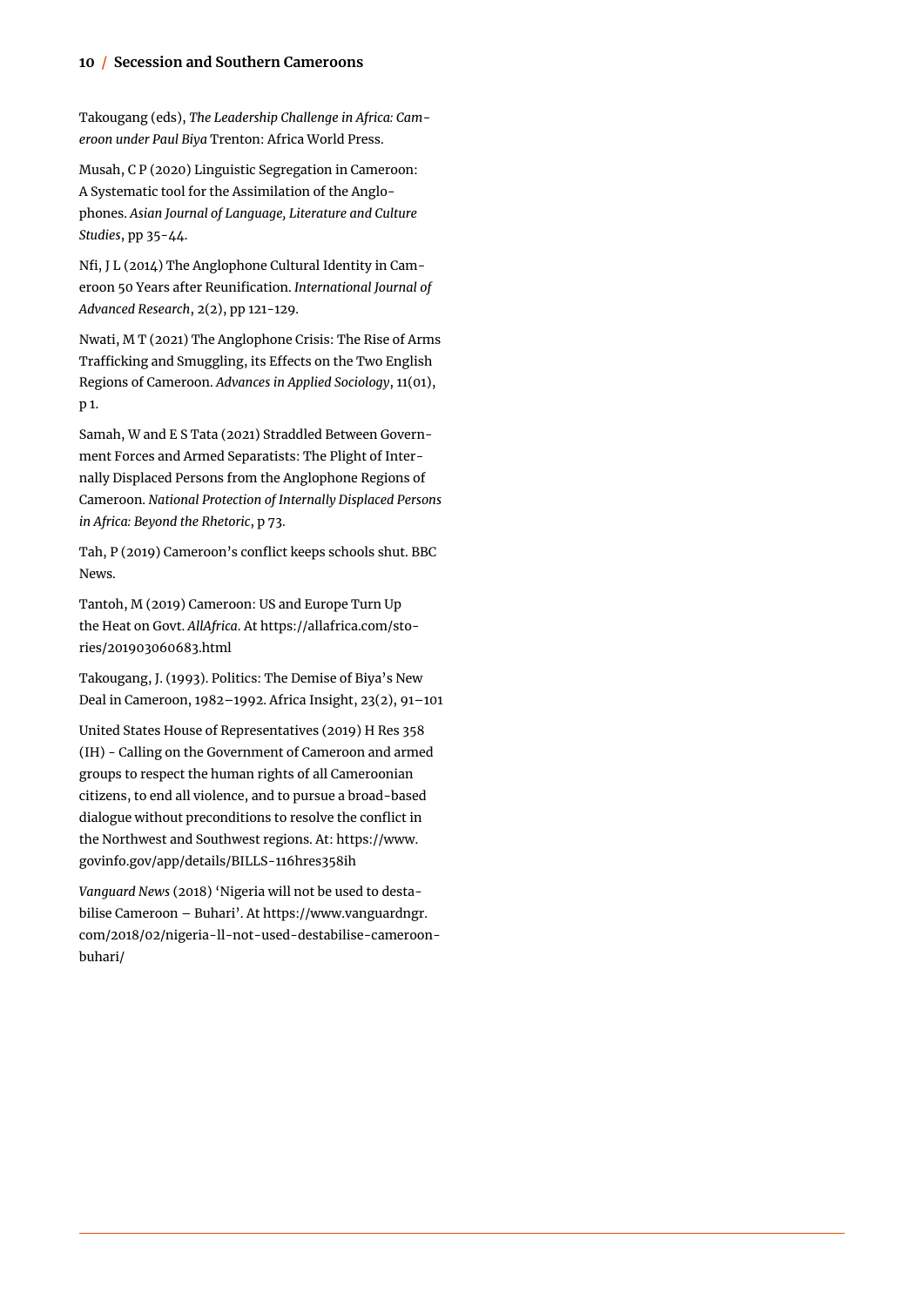Takougang (eds), *The Leadership Challenge in Africa: Cameroon under Paul Biya* Trenton: Africa World Press.

Musah, C P (2020) Linguistic Segregation in Cameroon: A Systematic tool for the Assimilation of the Anglophones. *Asian Journal of Language, Literature and Culture Studies*, pp 35-44.

Nfi, J L (2014) The Anglophone Cultural Identity in Cameroon 50 Years after Reunification. *International Journal of Advanced Research*, 2(2), pp 121-129.

Nwati, M T (2021) The Anglophone Crisis: The Rise of Arms Trafficking and Smuggling, its Effects on the Two English Regions of Cameroon. *Advances in Applied Sociology*, 11(01), p 1.

Samah, W and E S Tata (2021) Straddled Between Government Forces and Armed Separatists: The Plight of Internally Displaced Persons from the Anglophone Regions of Cameroon. *National Protection of Internally Displaced Persons in Africa: Beyond the Rhetoric*, p 73.

Tah, P (2019) Cameroon's conflict keeps schools shut. BBC News.

Tantoh, M (2019) Cameroon: US and Europe Turn Up the Heat on Govt. *AllAfrica*. At https://allafrica.com/stories/201903060683.html

Takougang, J. (1993). Politics: The Demise of Biya's New Deal in Cameroon, 1982–1992. Africa Insight, 23(2), 91–101

United States House of Representatives (2019) H Res 358 (IH) - Calling on the Government of Cameroon and armed groups to respect the human rights of all Cameroonian citizens, to end all violence, and to pursue a broad-based dialogue without preconditions to resolve the conflict in the Northwest and Southwest regions. At: https://www.govinfo.gov/app/details/BILLS-116hres358ih

*Vanguard News* (2018) 'Nigeria will not be used to destabilise Cameroon – Buhari'. At https://www.vanguardngr.com/2018/02/nigeria-ll-not-used-destabilise-cameroon-buhari/